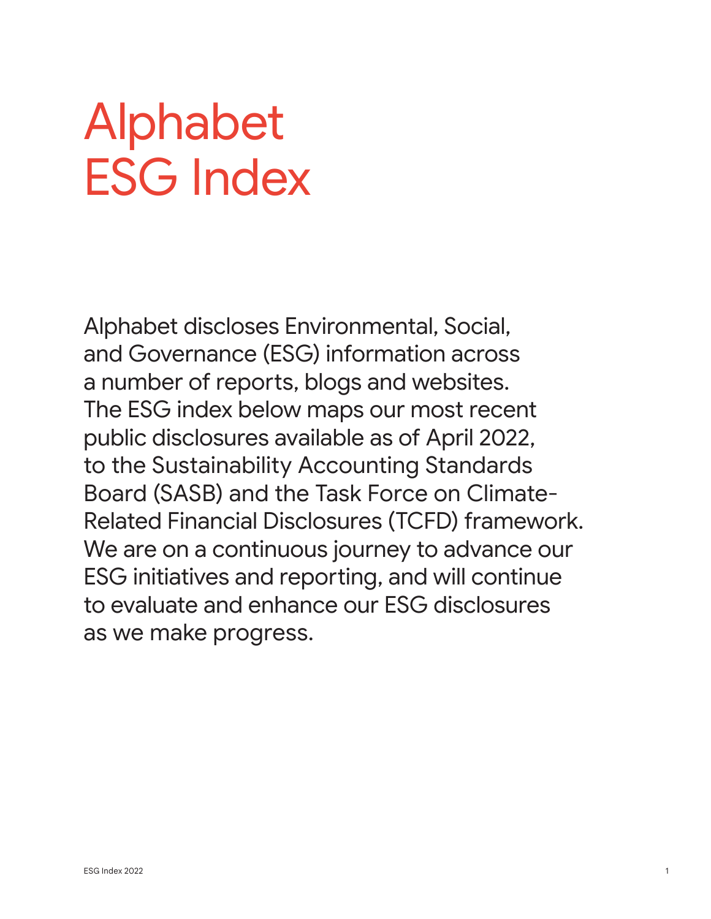# Alphabet ESG Index

Alphabet discloses Environmental, Social, and Governance (ESG) information across a number of reports, blogs and websites. The ESG index below maps our most recent public disclosures available as of April 2022, to the Sustainability Accounting Standards Board (SASB) and the Task Force on Climate-Related Financial Disclosures (TCFD) framework. We are on a continuous journey to advance our ESG initiatives and reporting, and will continue to evaluate and enhance our ESG disclosures as we make progress.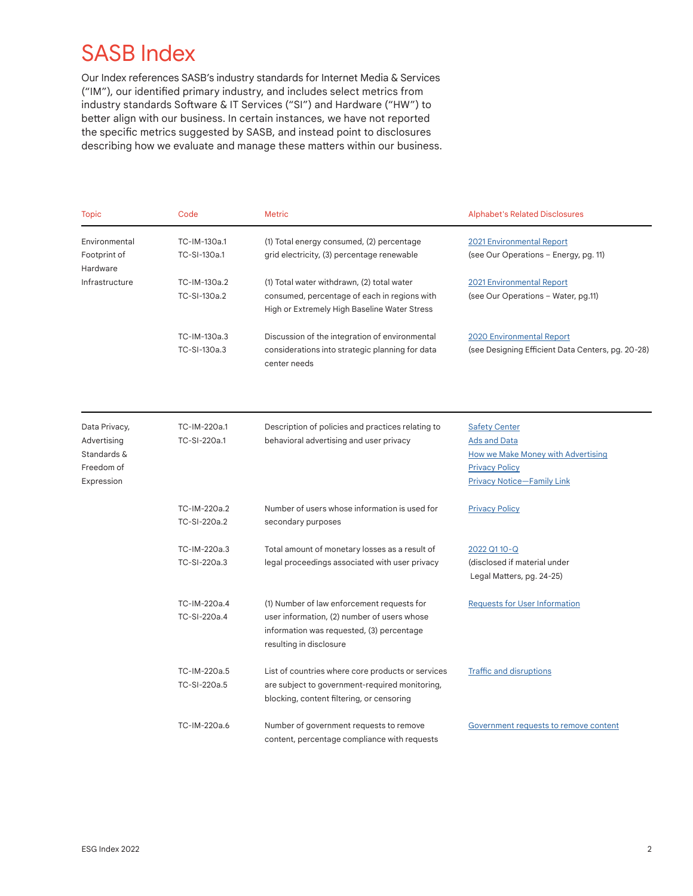# SASB Index

Our Index references SASB's industry standards for Internet Media & Services ("IM"), our identified primary industry, and includes select metrics from industry standards Software & IT Services ("SI") and Hardware ("HW") to better align with our business. In certain instances, we have not reported the specific metrics suggested by SASB, and instead point to disclosures describing how we evaluate and manage these matters within our business.

| Topic | Code | Metric | Alphabet's Related Disclosures |
|---|---|---|---|
| Environmental Footprint of Hardware Infrastructure | TC-IM-130a.1<br>TC-SI-130a.1 | (1) Total energy consumed, (2) percentage grid electricity, (3) percentage renewable | 2021 Environmental Report<br>(see Our Operations – Energy, pg. 11) |
| | TC-IM-130a.2<br>TC-SI-130a.2 | (1) Total water withdrawn, (2) total water consumed, percentage of each in regions with High or Extremely High Baseline Water Stress | 2021 Environmental Report<br>(see Our Operations – Water, pg.11) |
| | TC-IM-130a.3<br>TC-SI-130a.3 | Discussion of the integration of environmental considerations into strategic planning for data center needs | 2020 Environmental Report<br>(see Designing Efficient Data Centers, pg. 20-28) |
| Data Privacy, Advertising Standards & Freedom of Expression | TC-IM-220a.1<br>TC-SI-220a.1 | Description of policies and practices relating to behavioral advertising and user privacy | Safety Center<br>Ads and Data<br>How we Make Money with Advertising<br>Privacy Policy<br>Privacy Notice—Family Link |
| | TC-IM-220a.2<br>TC-SI-220a.2 | Number of users whose information is used for secondary purposes | Privacy Policy |
| | TC-IM-220a.3<br>TC-SI-220a.3 | Total amount of monetary losses as a result of legal proceedings associated with user privacy | 2022 Q1 10-Q<br>(disclosed if material under Legal Matters, pg. 24-25) |
| | TC-IM-220a.4<br>TC-SI-220a.4 | (1) Number of law enforcement requests for user information, (2) number of users whose information was requested, (3) percentage resulting in disclosure | Requests for User Information |
| | TC-IM-220a.5<br>TC-SI-220a.5 | List of countries where core products or services are subject to government-required monitoring, blocking, content filtering, or censoring | Traffic and disruptions |
| | TC-IM-220a.6 | Number of government requests to remove content, percentage compliance with requests | Government requests to remove content |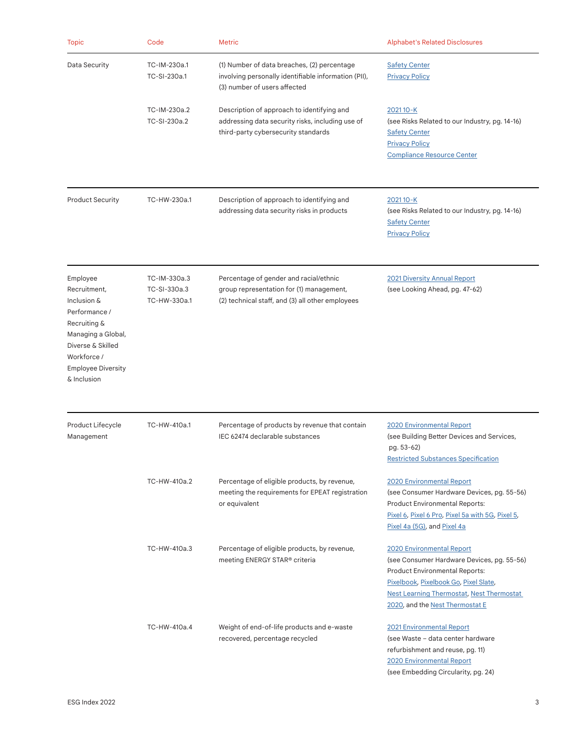| Topic | Code | Metric | Alphabet's Related Disclosures |
|---|---|---|---|
| Data Security | TC-IM-230a.1<br>TC-SI-230a.1 | (1) Number of data breaches, (2) percentage involving personally identifiable information (PII), (3) number of users affected | Safety Center<br>Privacy Policy |
| | TC-IM-230a.2<br>TC-SI-230a.2 | Description of approach to identifying and addressing data security risks, including use of third-party cybersecurity standards | 2021 10-K<br>(see Risks Related to our Industry, pg. 14-16)<br>Safety Center<br>Privacy Policy<br>Compliance Resource Center |
| Product Security | TC-HW-230a.1 | Description of approach to identifying and addressing data security risks in products | 2021 10-K<br>(see Risks Related to our Industry, pg. 14-16)<br>Safety Center<br>Privacy Policy |
| Employee Recruitment, Inclusion & Performance / Recruiting & Managing a Global, Diverse & Skilled Workforce / Employee Diversity & Inclusion | TC-IM-330a.3<br>TC-SI-330a.3<br>TC-HW-330a.1 | Percentage of gender and racial/ethnic group representation for (1) management, (2) technical staff, and (3) all other employees | 2021 Diversity Annual Report<br>(see Looking Ahead, pg. 47-62) |
| Product Lifecycle Management | TC-HW-410a.1 | Percentage of products by revenue that contain IEC 62474 declarable substances | 2020 Environmental Report<br>(see Building Better Devices and Services, pg. 53-62)<br>Restricted Substances Specification |
| | TC-HW-410a.2 | Percentage of eligible products, by revenue, meeting the requirements for EPEAT registration or equivalent | 2020 Environmental Report<br>(see Consumer Hardware Devices, pg. 55-56)<br>Product Environmental Reports:<br>Pixel 6, Pixel 6 Pro, Pixel 5a with 5G, Pixel 5, Pixel 4a (5G), and Pixel 4a |
| | TC-HW-410a.3 | Percentage of eligible products, by revenue, meeting ENERGY STAR® criteria | 2020 Environmental Report<br>(see Consumer Hardware Devices, pg. 55-56)<br>Product Environmental Reports:<br>Pixelbook, Pixelbook Go, Pixel Slate, Nest Learning Thermostat, Nest Thermostat 2020, and the Nest Thermostat E |
| | TC-HW-410a.4 | Weight of end-of-life products and e-waste recovered, percentage recycled | 2021 Environmental Report<br>(see Waste – data center hardware refurbishment and reuse, pg. 11)<br>2020 Environmental Report<br>(see Embedding Circularity, pg. 24) |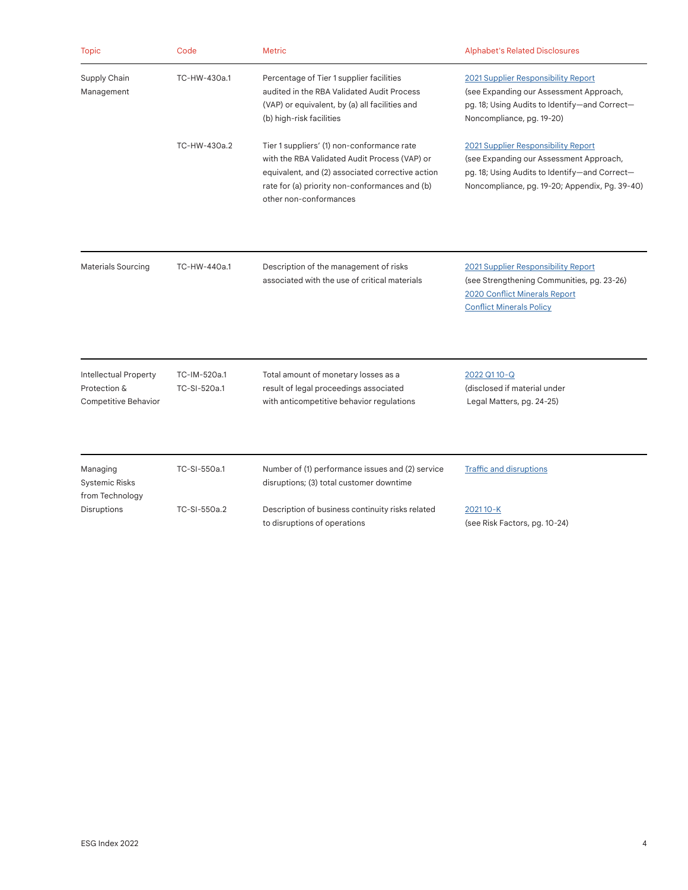| Topic | Code | Metric | Alphabet's Related Disclosures |
| --- | --- | --- | --- |
| Supply Chain Management | TC-HW-430a.1 | Percentage of Tier 1 supplier facilities audited in the RBA Validated Audit Process (VAP) or equivalent, by (a) all facilities and (b) high-risk facilities | 2021 Supplier Responsibility Report (see Expanding our Assessment Approach, pg. 18; Using Audits to Identify—and Correct—Noncompliance, pg. 19-20) |
| | TC-HW-430a.2 | Tier 1 suppliers' (1) non-conformance rate with the RBA Validated Audit Process (VAP) or equivalent, and (2) associated corrective action rate for (a) priority non-conformances and (b) other non-conformances | 2021 Supplier Responsibility Report (see Expanding our Assessment Approach, pg. 18; Using Audits to Identify—and Correct—Noncompliance, pg. 19-20; Appendix, Pg. 39-40) |
| Materials Sourcing | TC-HW-440a.1 | Description of the management of risks associated with the use of critical materials | 2021 Supplier Responsibility Report (see Strengthening Communities, pg. 23-26) 2020 Conflict Minerals Report Conflict Minerals Policy |
| Intellectual Property Protection & Competitive Behavior | TC-IM-520a.1 TC-SI-520a.1 | Total amount of monetary losses as a result of legal proceedings associated with anticompetitive behavior regulations | 2022 Q1 10-Q (disclosed if material under Legal Matters, pg. 24-25) |
| Managing Systemic Risks from Technology Disruptions | TC-SI-550a.1 | Number of (1) performance issues and (2) service disruptions; (3) total customer downtime | Traffic and disruptions |
| | TC-SI-550a.2 | Description of business continuity risks related to disruptions of operations | 2021 10-K (see Risk Factors, pg. 10-24) |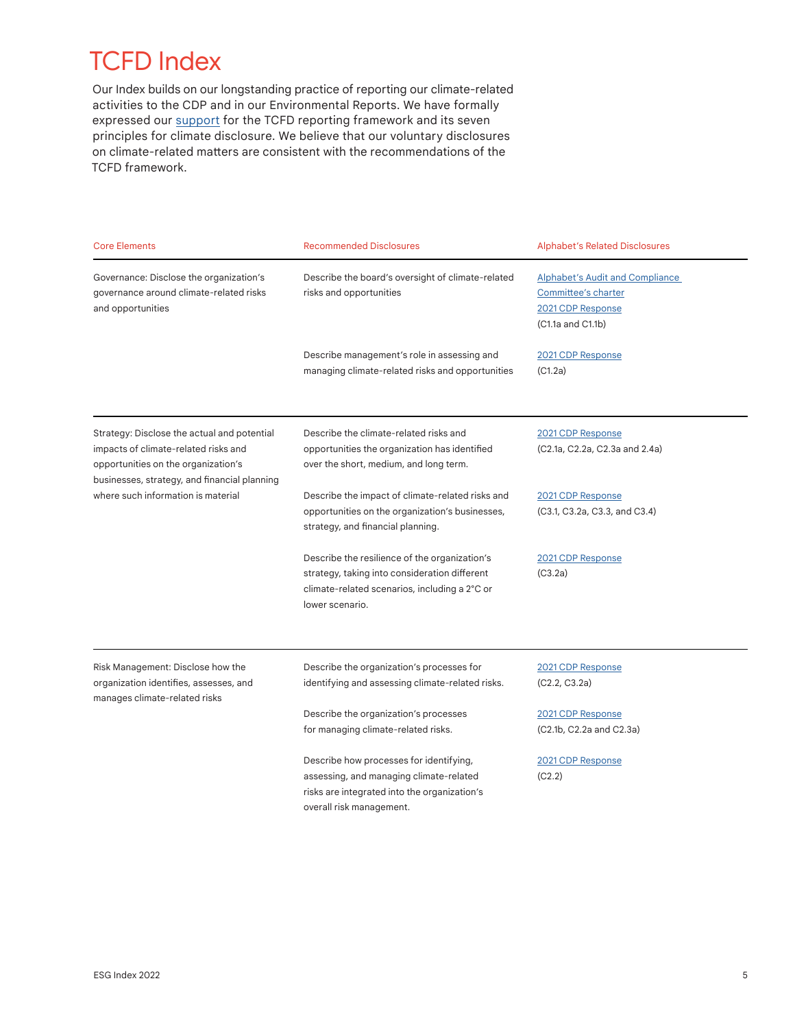# TCFD Index

Our Index builds on our longstanding practice of reporting our climate-related activities to the CDP and in our Environmental Reports. We have formally expressed our support for the TCFD reporting framework and its seven principles for climate disclosure. We believe that our voluntary disclosures on climate-related matters are consistent with the recommendations of the TCFD framework.

| Core Elements | Recommended Disclosures | Alphabet's Related Disclosures |
|---|---|---|
| Governance: Disclose the organization's governance around climate-related risks and opportunities | Describe the board's oversight of climate-related risks and opportunities | Alphabet's Audit and Compliance Committee's charter<br>2021 CDP Response<br>(C1.1a and C1.1b) |
| | Describe management's role in assessing and managing climate-related risks and opportunities | 2021 CDP Response<br>(C1.2a) |
| Strategy: Disclose the actual and potential impacts of climate-related risks and opportunities on the organization's businesses, strategy, and financial planning where such information is material | Describe the climate-related risks and opportunities the organization has identified over the short, medium, and long term. | 2021 CDP Response<br>(C2.1a, C2.2a, C2.3a and 2.4a) |
| | Describe the impact of climate-related risks and opportunities on the organization's businesses, strategy, and financial planning. | 2021 CDP Response<br>(C3.1, C3.2a, C3.3, and C3.4) |
| | Describe the resilience of the organization's strategy, taking into consideration different climate-related scenarios, including a 2°C or lower scenario. | 2021 CDP Response<br>(C3.2a) |
| Risk Management: Disclose how the organization identifies, assesses, and manages climate-related risks | Describe the organization's processes for identifying and assessing climate-related risks. | 2021 CDP Response<br>(C2.2, C3.2a) |
| | Describe the organization's processes for managing climate-related risks. | 2021 CDP Response<br>(C2.1b, C2.2a and C2.3a) |
| | Describe how processes for identifying, assessing, and managing climate-related risks are integrated into the organization's overall risk management. | 2021 CDP Response<br>(C2.2) |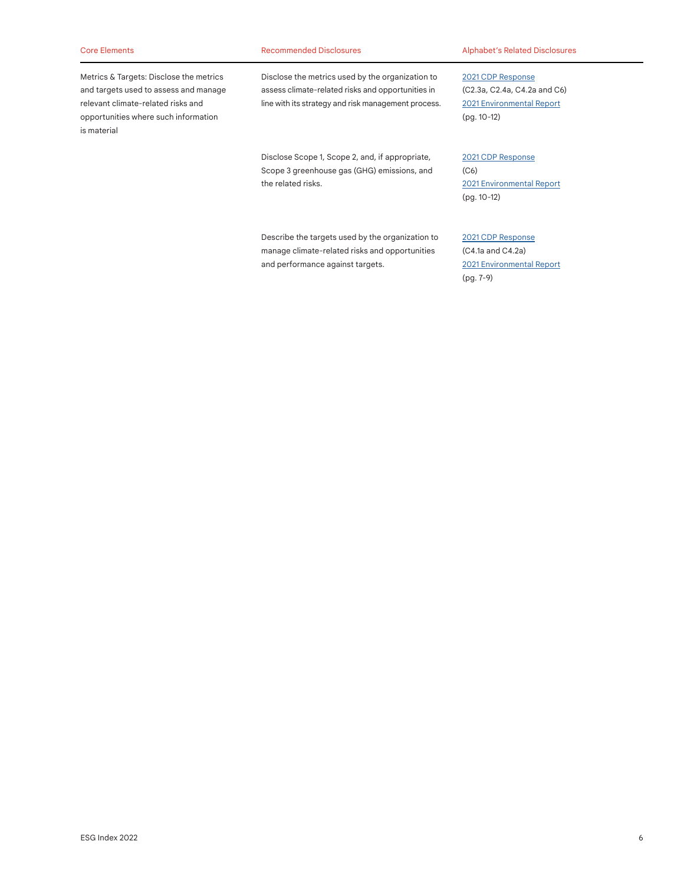| Core Elements | Recommended Disclosures | Alphabet's Related Disclosures |
|---|---|---|
| Metrics & Targets: Disclose the metrics and targets used to assess and manage relevant climate-related risks and opportunities where such information is material | Disclose the metrics used by the organization to assess climate-related risks and opportunities in line with its strategy and risk management process. | 2021 CDP Response (C2.3a, C2.4a, C4.2a and C6) 2021 Environmental Report (pg. 10-12) |
| | Disclose Scope 1, Scope 2, and, if appropriate, Scope 3 greenhouse gas (GHG) emissions, and the related risks. | 2021 CDP Response (C6) 2021 Environmental Report (pg. 10-12) |
| | Describe the targets used by the organization to manage climate-related risks and opportunities and performance against targets. | 2021 CDP Response (C4.1a and C4.2a) 2021 Environmental Report (pg. 7-9) |